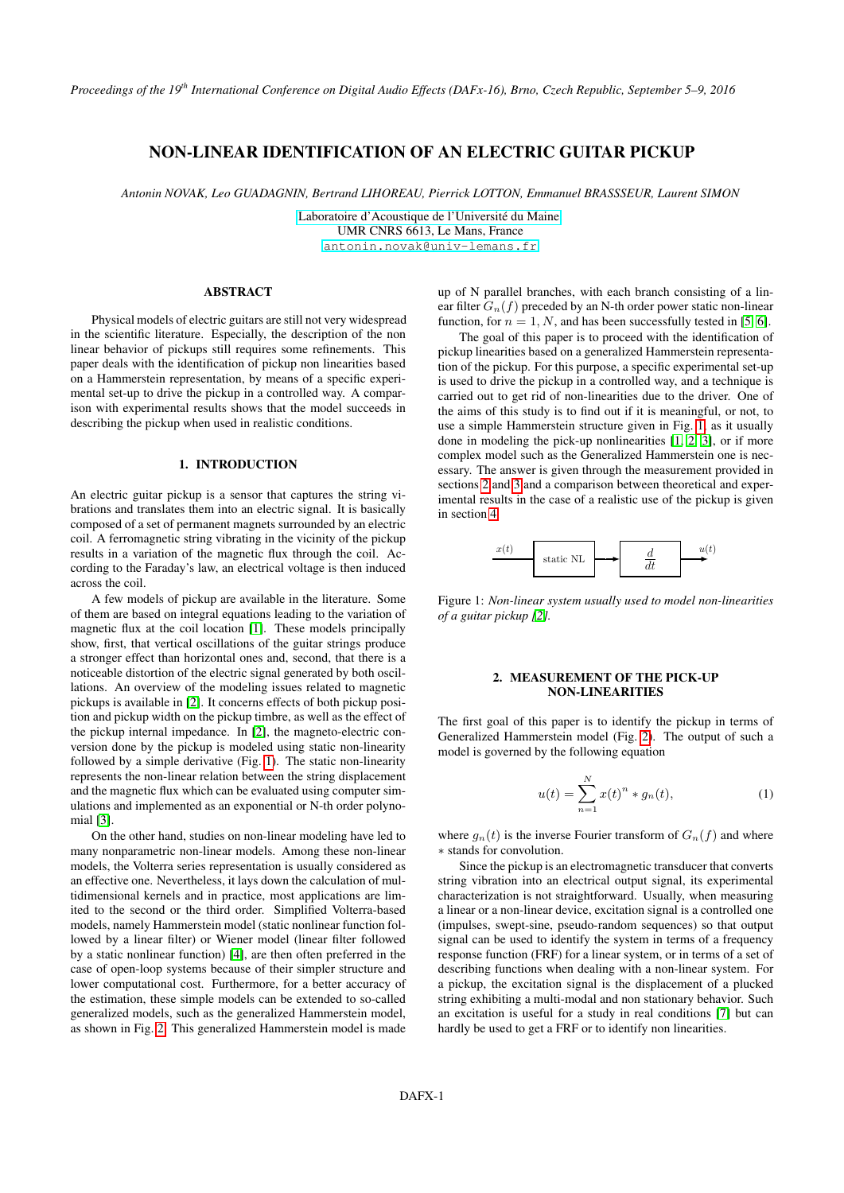# NON-LINEAR IDENTIFICATION OF AN ELECTRIC GUITAR PICKUP

*Antonin NOVAK, Leo GUADAGNIN, Bertrand LIHOREAU, Pierrick LOTTON, Emmanuel BRASSSEUR, Laurent SIMON*

Laboratoire d'Acoustique de l'Université du Maine
UMR CNRS 6613, Le Mans, France
antonin.novak@univ-lemans.fr

## ABSTRACT

Physical models of electric guitars are still not very widespread in the scientific literature. Especially, the description of the non linear behavior of pickups still requires some refinements. This paper deals with the identification of pickup non linearities based on a Hammerstein representation, by means of a specific experimental set-up to drive the pickup in a controlled way. A comparison with experimental results shows that the model succeeds in describing the pickup when used in realistic conditions.

## 1. INTRODUCTION

An electric guitar pickup is a sensor that captures the string vibrations and translates them into an electric signal. It is basically composed of a set of permanent magnets surrounded by an electric coil. A ferromagnetic string vibrating in the vicinity of the pickup results in a variation of the magnetic flux through the coil. According to the Faraday's law, an electrical voltage is then induced across the coil.

A few models of pickup are available in the literature. Some of them are based on integral equations leading to the variation of magnetic flux at the coil location [1]. These models principally show, first, that vertical oscillations of the guitar strings produce a stronger effect than horizontal ones and, second, that there is a noticeable distortion of the electric signal generated by both oscillations. An overview of the modeling issues related to magnetic pickups is available in [2]. It concerns effects of both pickup position and pickup width on the pickup timbre, as well as the effect of the pickup internal impedance. In [2], the magneto-electric conversion done by the pickup is modeled using static non-linearity followed by a simple derivative (Fig. 1). The static non-linearity represents the non-linear relation between the string displacement and the magnetic flux which can be evaluated using computer simulations and implemented as an exponential or N-th order polynomial [3].

On the other hand, studies on non-linear modeling have led to many nonparametric non-linear models. Among these non-linear models, the Volterra series representation is usually considered as an effective one. Nevertheless, it lays down the calculation of multidimensional kernels and in practice, most applications are limited to the second or the third order. Simplified Volterra-based models, namely Hammerstein model (static nonlinear function followed by a linear filter) or Wiener model (linear filter followed by a static nonlinear function) [4], are then often preferred in the case of open-loop systems because of their simpler structure and lower computational cost. Furthermore, for a better accuracy of the estimation, these simple models can be extended to so-called generalized models, such as the generalized Hammerstein model, as shown in Fig. 2. This generalized Hammerstein model is made up of N parallel branches, with each branch consisting of a linear filter $G_n(f)$ preceded by an N-th order power static non-linear function, for $n = 1, N$, and has been successfully tested in [5, 6].

The goal of this paper is to proceed with the identification of pickup linearities based on a generalized Hammerstein representation of the pickup. For this purpose, a specific experimental set-up is used to drive the pickup in a controlled way, and a technique is carried out to get rid of non-linearities due to the driver. One of the aims of this study is to find out if it is meaningful, or not, to use a simple Hammerstein structure given in Fig. 1, as it usually done in modeling the pick-up nonlinearities [1, 2, 3], or if more complex model such as the Generalized Hammerstein one is necessary. The answer is given through the measurement provided in sections 2 and 3 and a comparison between theoretical and experimental results in the case of a realistic use of the pickup is given in section 4.

$x(t)$ → static NL → $\frac{d}{dt}$ → $u(t)$

Figure 1: *Non-linear system usually used to model non-linearities of a guitar pickup [2].*

## 2. MEASUREMENT OF THE PICK-UP NON-LINEARITIES

The first goal of this paper is to identify the pickup in terms of Generalized Hammerstein model (Fig. 2). The output of such a model is governed by the following equation

$$u(t) = \sum_{n=1}^{N} x(t)^n * g_n(t), \tag{1}$$

where $g_n(t)$ is the inverse Fourier transform of $G_n(f)$ and where $*$ stands for convolution.

Since the pickup is an electromagnetic transducer that converts string vibration into an electrical output signal, its experimental characterization is not straightforward. Usually, when measuring a linear or a non-linear device, excitation signal is a controlled one (impulses, swept-sine, pseudo-random sequences) so that output signal can be used to identify the system in terms of a frequency response function (FRF) for a linear system, or in terms of a set of describing functions when dealing with a non-linear system. For a pickup, the excitation signal is the displacement of a plucked string exhibiting a multi-modal and non stationary behavior. Such an excitation is useful for a study in real conditions [7] but can hardly be used to get a FRF or to identify non linearities.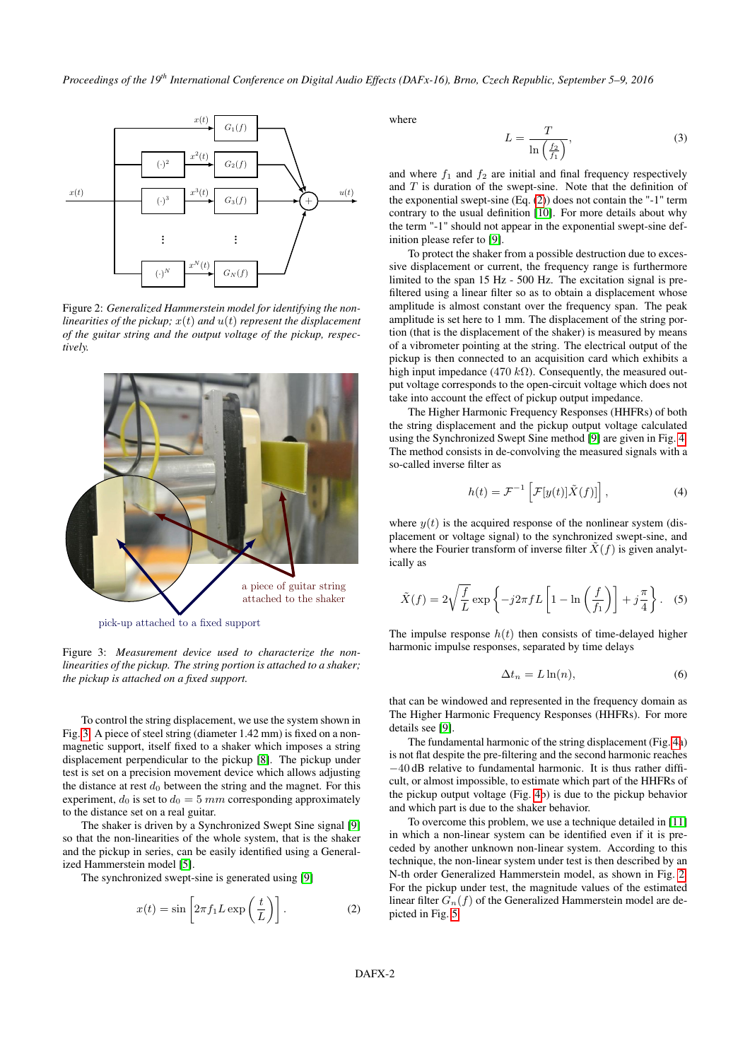Figure 2: *Generalized Hammerstein model for identifying the non-linearities of the pickup; $x(t)$ and $u(t)$ represent the displacement of the guitar string and the output voltage of the pickup, respectively.*

Figure 3: *Measurement device used to characterize the non-linearities of the pickup. The string portion is attached to a shaker; the pickup is attached on a fixed support.*

To control the string displacement, we use the system shown in Fig. 3. A piece of steel string (diameter 1.42 mm) is fixed on a non-magnetic support, itself fixed to a shaker which imposes a string displacement perpendicular to the pickup [8]. The pickup under test is set on a precision movement device which allows adjusting the distance at rest $d_0$ between the string and the magnet. For this experiment, $d_0$ is set to $d_0 = 5\ mm$ corresponding approximately to the distance set on a real guitar.

The shaker is driven by a Synchronized Swept Sine signal [9] so that the non-linearities of the whole system, that is the shaker and the pickup in series, can be easily identified using a Generalized Hammerstein model [5].

The synchronized swept-sine is generated using [9]

$$x(t) = \sin\left[2\pi f_1 L \exp\left(\frac{t}{L}\right)\right]. \tag{2}$$

where

$$L = \frac{T}{\ln\left(\frac{f_2}{f_1}\right)}, \tag{3}$$

and where $f_1$ and $f_2$ are initial and final frequency respectively and $T$ is duration of the swept-sine. Note that the definition of the exponential swept-sine (Eq. (2)) does not contain the "-1" term contrary to the usual definition [10]. For more details about why the term "-1" should not appear in the exponential swept-sine definition please refer to [9].

To protect the shaker from a possible destruction due to excessive displacement or current, the frequency range is furthermore limited to the span 15 Hz - 500 Hz. The excitation signal is pre-filtered using a linear filter so as to obtain a displacement whose amplitude is almost constant over the frequency span. The peak amplitude is set here to 1 mm. The displacement of the string portion (that is the displacement of the shaker) is measured by means of a vibrometer pointing at the string. The electrical output of the pickup is then connected to an acquisition card which exhibits a high input impedance (470 $k\Omega$). Consequently, the measured output voltage corresponds to the open-circuit voltage which does not take into account the effect of pickup output impedance.

The Higher Harmonic Frequency Responses (HHFRs) of both the string displacement and the pickup output voltage calculated using the Synchronized Swept Sine method [9] are given in Fig. 4. The method consists in de-convolving the measured signals with a so-called inverse filter as

$$h(t) = \mathcal{F}^{-1}\left[\mathcal{F}[y(t)]\tilde{X}(f)\right], \tag{4}$$

where $y(t)$ is the acquired response of the nonlinear system (displacement or voltage signal) to the synchronized swept-sine, and where the Fourier transform of inverse filter $\tilde{X}(f)$ is given analytically as

$$\tilde{X}(f) = 2\sqrt{\frac{f}{L}}\exp\left\{-j2\pi f L\left[1 - \ln\left(\frac{f}{f_1}\right)\right] + j\frac{\pi}{4}\right\}. \tag{5}$$

The impulse response $h(t)$ then consists of time-delayed higher harmonic impulse responses, separated by time delays

$$\Delta t_n = L\ln(n), \tag{6}$$

that can be windowed and represented in the frequency domain as The Higher Harmonic Frequency Responses (HHFRs). For more details see [9].

The fundamental harmonic of the string displacement (Fig. 4a) is not flat despite the pre-filtering and the second harmonic reaches $-40$ dB relative to fundamental harmonic. It is thus rather difficult, or almost impossible, to estimate which part of the HHFRs of the pickup output voltage (Fig. 4b) is due to the pickup behavior and which part is due to the shaker behavior.

To overcome this problem, we use a technique detailed in [11] in which a non-linear system can be identified even if it is preceded by another unknown non-linear system. According to this technique, the non-linear system under test is then described by an N-th order Generalized Hammerstein model, as shown in Fig. 2. For the pickup under test, the magnitude values of the estimated linear filter $G_n(f)$ of the Generalized Hammerstein model are depicted in Fig. 5.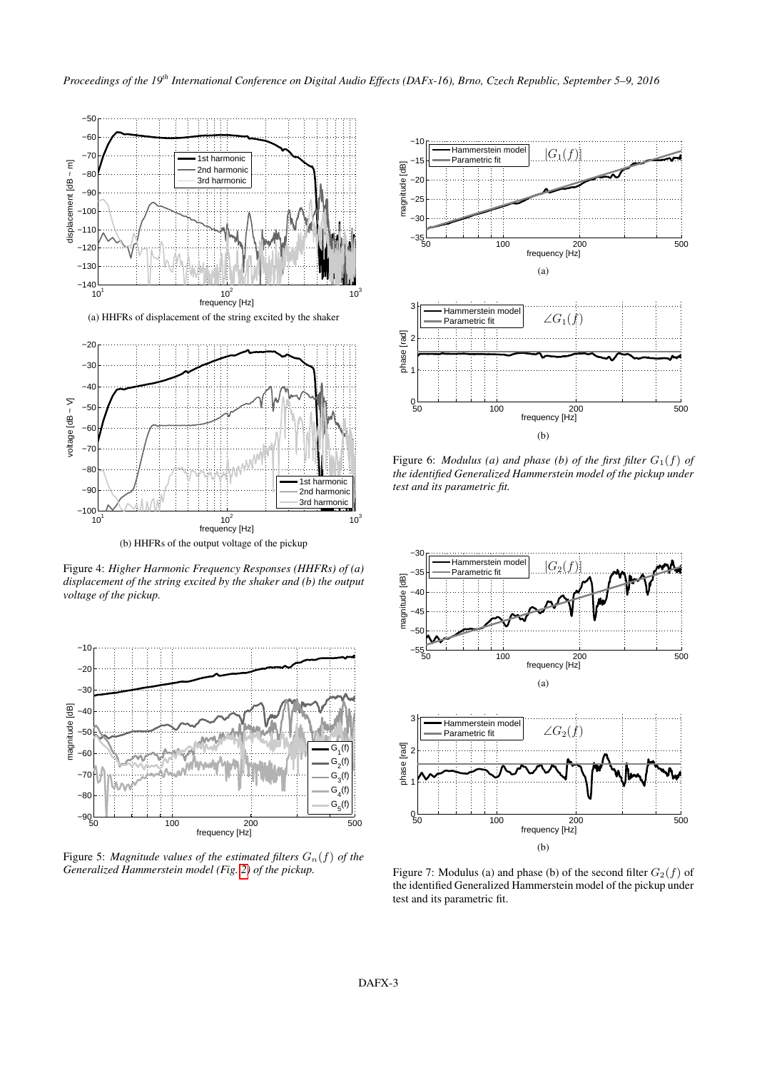(a) HHFRs of displacement of the string excited by the shaker

(b) HHFRs of the output voltage of the pickup

Figure 4: *Higher Harmonic Frequency Responses (HHFRs) of (a) displacement of the string excited by the shaker and (b) the output voltage of the pickup.*

Figure 5: *Magnitude values of the estimated filters $G_n(f)$ of the Generalized Hammerstein model (Fig. 2) of the pickup.*

(a)

(b)

Figure 6: *Modulus (a) and phase (b) of the first filter $G_1(f)$ of the identified Generalized Hammerstein model of the pickup under test and its parametric fit.*

(a)

(b)

Figure 7: Modulus (a) and phase (b) of the second filter $G_2(f)$ of the identified Generalized Hammerstein model of the pickup under test and its parametric fit.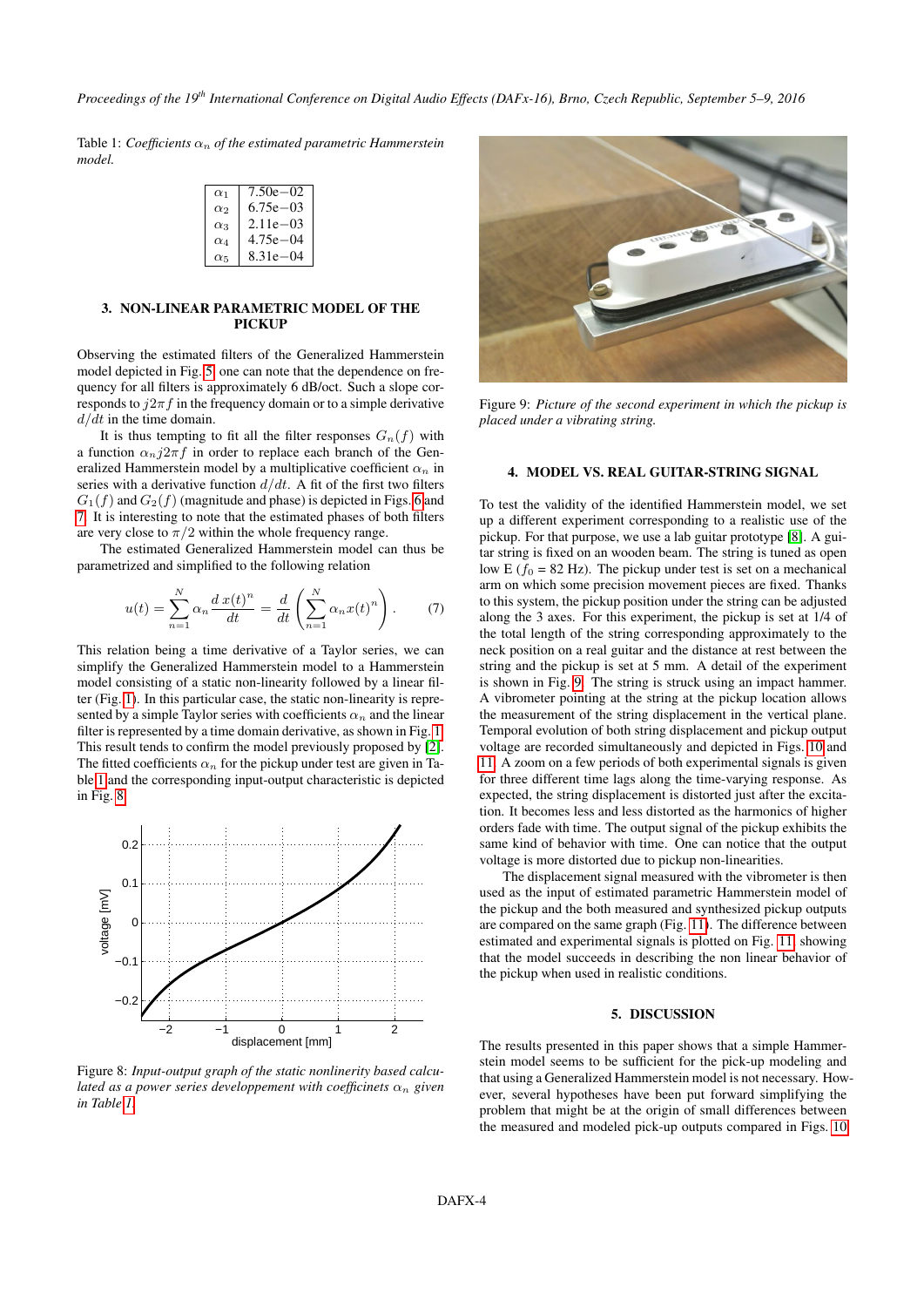Table 1: *Coefficients $\alpha_n$ of the estimated parametric Hammerstein model.*

| | |
|---|---|
| $\alpha_1$ | 7.50e−02 |
| $\alpha_2$ | 6.75e−03 |
| $\alpha_3$ | 2.11e−03 |
| $\alpha_4$ | 4.75e−04 |
| $\alpha_5$ | 8.31e−04 |

## 3. NON-LINEAR PARAMETRIC MODEL OF THE PICKUP

Observing the estimated filters of the Generalized Hammerstein model depicted in Fig. 5 one can note that the dependence on frequency for all filters is approximately 6 dB/oct. Such a slope corresponds to $j2\pi f$ in the frequency domain or to a simple derivative $d/dt$ in the time domain.

It is thus tempting to fit all the filter responses $G_n(f)$ with a function $\alpha_n j2\pi f$ in order to replace each branch of the Generalized Hammerstein model by a multiplicative coefficient $\alpha_n$ in series with a derivative function $d/dt$. A fit of the first two filters $G_1(f)$ and $G_2(f)$ (magnitude and phase) is depicted in Figs. 6 and 7. It is interesting to note that the estimated phases of both filters are very close to $\pi/2$ within the whole frequency range.

The estimated Generalized Hammerstein model can thus be parametrized and simplified to the following relation

$$u(t) = \sum_{n=1}^{N} \alpha_n \frac{d\,x(t)^n}{dt} = \frac{d}{dt}\left(\sum_{n=1}^{N} \alpha_n x(t)^n\right). \tag{7}$$

This relation being a time derivative of a Taylor series, we can simplify the Generalized Hammerstein model to a Hammerstein model consisting of a static non-linearity followed by a linear filter (Fig. 1). In this particular case, the static non-linearity is represented by a simple Taylor series with coefficients $\alpha_n$ and the linear filter is represented by a time domain derivative, as shown in Fig. 1. This result tends to confirm the model previously proposed by [2]. The fitted coefficients $\alpha_n$ for the pickup under test are given in Table 1 and the corresponding input-output characteristic is depicted in Fig. 8.

Figure 8: *Input-output graph of the static nonlinearity based calculated as a power series developpement with coefficients $\alpha_n$ given in Table 1.*

Figure 9: *Picture of the second experiment in which the pickup is placed under a vibrating string.*

## 4. MODEL VS. REAL GUITAR-STRING SIGNAL

To test the validity of the identified Hammerstein model, we set up a different experiment corresponding to a realistic use of the pickup. For that purpose, we use a lab guitar prototype [8]. A guitar string is fixed on an wooden beam. The string is tuned as open low E ($f_0$ = 82 Hz). The pickup under test is set on a mechanical arm on which some precision movement pieces are fixed. Thanks to this system, the pickup position under the string can be adjusted along the 3 axes. For this experiment, the pickup is set at 1/4 of the total length of the string corresponding approximately to the neck position on a real guitar and the distance at rest between the string and the pickup is set at 5 mm. A detail of the experiment is shown in Fig. 9. The string is struck using an impact hammer. A vibrometer pointing at the string at the pickup location allows the measurement of the string displacement in the vertical plane. Temporal evolution of both string displacement and pickup output voltage are recorded simultaneously and depicted in Figs. 10 and 11. A zoom on a few periods of both experimental signals is given for three different time lags along the time-varying response. As expected, the string displacement is distorted just after the excitation. It becomes less and less distorted as the harmonics of higher orders fade with time. The output signal of the pickup exhibits the same kind of behavior with time. One can notice that the output voltage is more distorted due to pickup non-linearities.

The displacement signal measured with the vibrometer is then used as the input of estimated parametric Hammerstein model of the pickup and the both measured and synthesized pickup outputs are compared on the same graph (Fig. 11). The difference between estimated and experimental signals is plotted on Fig. 11, showing that the model succeeds in describing the non linear behavior of the pickup when used in realistic conditions.

## 5. DISCUSSION

The results presented in this paper shows that a simple Hammerstein model seems to be sufficient for the pick-up modeling and that using a Generalized Hammerstein model is not necessary. However, several hypotheses have been put forward simplifying the problem that might be at the origin of small differences between the measured and modeled pick-up outputs compared in Figs. 10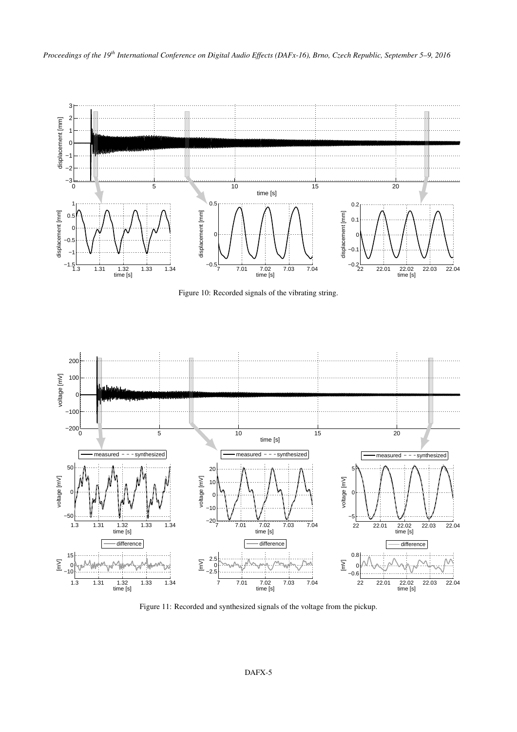Figure 10: Recorded signals of the vibrating string.

Figure 11: Recorded and synthesized signals of the voltage from the pickup.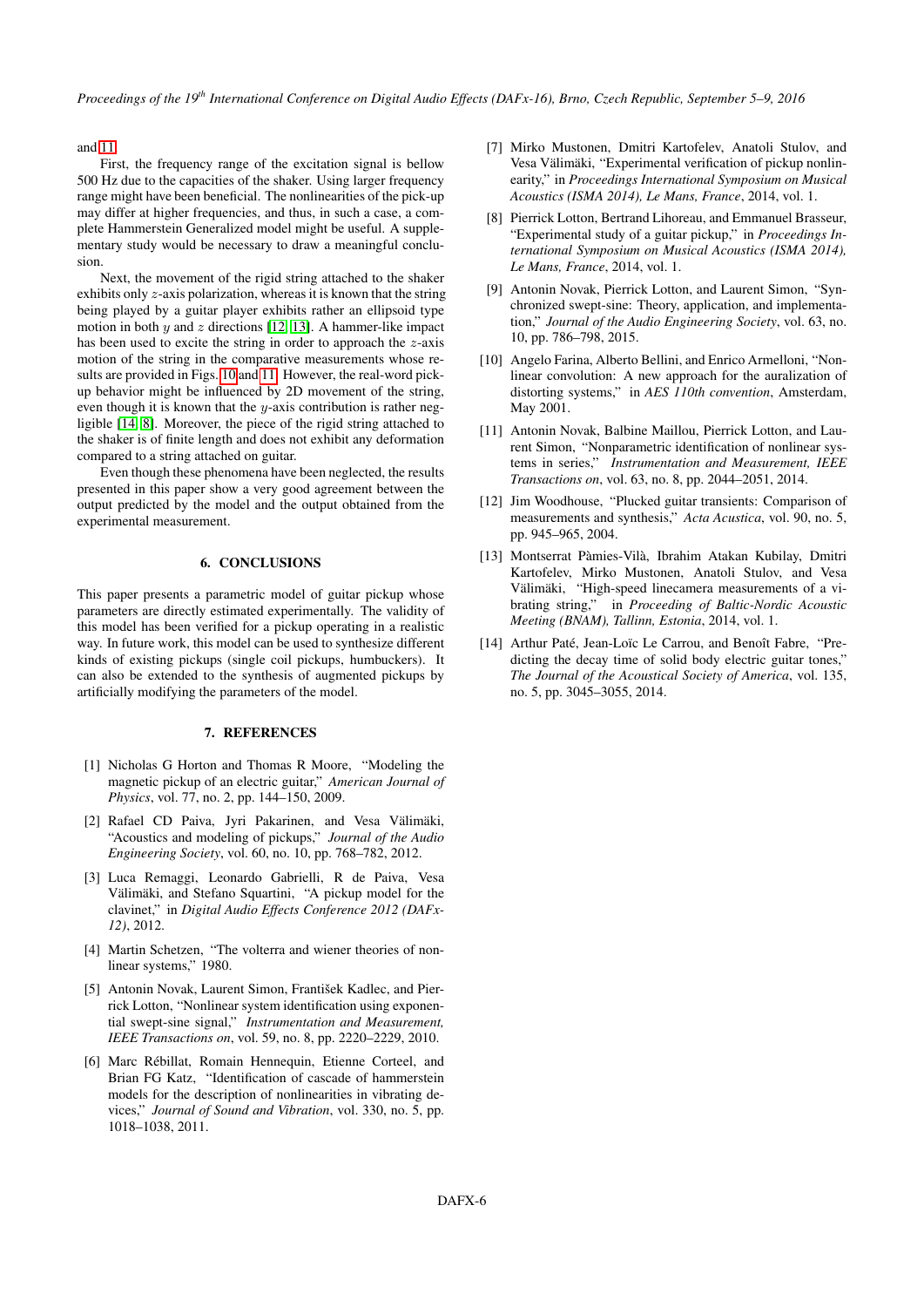and [11].

First, the frequency range of the excitation signal is bellow 500 Hz due to the capacities of the shaker. Using larger frequency range might have been beneficial. The nonlinearities of the pick-up may differ at higher frequencies, and thus, in such a case, a complete Hammerstein Generalized model might be useful. A supplementary study would be necessary to draw a meaningful conclusion.

Next, the movement of the rigid string attached to the shaker exhibits only $z$-axis polarization, whereas it is known that the string being played by a guitar player exhibits rather an ellipsoid type motion in both $y$ and $z$ directions [12, 13]. A hammer-like impact has been used to excite the string in order to approach the $z$-axis motion of the string in the comparative measurements whose results are provided in Figs. 10 and 11. However, the real-word pickup behavior might be influenced by 2D movement of the string, even though it is known that the $y$-axis contribution is rather negligible [14, 8]. Moreover, the piece of the rigid string attached to the shaker is of finite length and does not exhibit any deformation compared to a string attached on guitar.

Even though these phenomena have been neglected, the results presented in this paper show a very good agreement between the output predicted by the model and the output obtained from the experimental measurement.

## 6. CONCLUSIONS

This paper presents a parametric model of guitar pickup whose parameters are directly estimated experimentally. The validity of this model has been verified for a pickup operating in a realistic way. In future work, this model can be used to synthesize different kinds of existing pickups (single coil pickups, humbuckers). It can also be extended to the synthesis of augmented pickups by artificially modifying the parameters of the model.

## 7. REFERENCES

[1] Nicholas G Horton and Thomas R Moore, "Modeling the magnetic pickup of an electric guitar," *American Journal of Physics*, vol. 77, no. 2, pp. 144–150, 2009.

[2] Rafael CD Paiva, Jyri Pakarinen, and Vesa Välimäki, "Acoustics and modeling of pickups," *Journal of the Audio Engineering Society*, vol. 60, no. 10, pp. 768–782, 2012.

[3] Luca Remaggi, Leonardo Gabrielli, R de Paiva, Vesa Välimäki, and Stefano Squartini, "A pickup model for the clavinet," in *Digital Audio Effects Conference 2012 (DAFx-12)*, 2012.

[4] Martin Schetzen, "The volterra and wiener theories of nonlinear systems," 1980.

[5] Antonin Novak, Laurent Simon, František Kadlec, and Pierrick Lotton, "Nonlinear system identification using exponential swept-sine signal," *Instrumentation and Measurement, IEEE Transactions on*, vol. 59, no. 8, pp. 2220–2229, 2010.

[6] Marc Rébillat, Romain Hennequin, Etienne Corteel, and Brian FG Katz, "Identification of cascade of hammerstein models for the description of nonlinearities in vibrating devices," *Journal of Sound and Vibration*, vol. 330, no. 5, pp. 1018–1038, 2011.

[7] Mirko Mustonen, Dmitri Kartofelev, Anatoli Stulov, and Vesa Välimäki, "Experimental verification of pickup nonlinearity," in *Proceedings International Symposium on Musical Acoustics (ISMA 2014), Le Mans, France*, 2014, vol. 1.

[8] Pierrick Lotton, Bertrand Lihoreau, and Emmanuel Brasseur, "Experimental study of a guitar pickup," in *Proceedings International Symposium on Musical Acoustics (ISMA 2014), Le Mans, France*, 2014, vol. 1.

[9] Antonin Novak, Pierrick Lotton, and Laurent Simon, "Synchronized swept-sine: Theory, application, and implementation," *Journal of the Audio Engineering Society*, vol. 63, no. 10, pp. 786–798, 2015.

[10] Angelo Farina, Alberto Bellini, and Enrico Armelloni, "Nonlinear convolution: A new approach for the auralization of distorting systems," in *AES 110th convention*, Amsterdam, May 2001.

[11] Antonin Novak, Balbine Maillou, Pierrick Lotton, and Laurent Simon, "Nonparametric identification of nonlinear systems in series," *Instrumentation and Measurement, IEEE Transactions on*, vol. 63, no. 8, pp. 2044–2051, 2014.

[12] Jim Woodhouse, "Plucked guitar transients: Comparison of measurements and synthesis," *Acta Acustica*, vol. 90, no. 5, pp. 945–965, 2004.

[13] Montserrat Pàmies-Vilà, Ibrahim Atakan Kubilay, Dmitri Kartofelev, Mirko Mustonen, Anatoli Stulov, and Vesa Välimäki, "High-speed linecamera measurements of a vibrating string," in *Proceeding of Baltic-Nordic Acoustic Meeting (BNAM), Tallinn, Estonia*, 2014, vol. 1.

[14] Arthur Paté, Jean-Loïc Le Carrou, and Benoît Fabre, "Predicting the decay time of solid body electric guitar tones," *The Journal of the Acoustical Society of America*, vol. 135, no. 5, pp. 3045–3055, 2014.